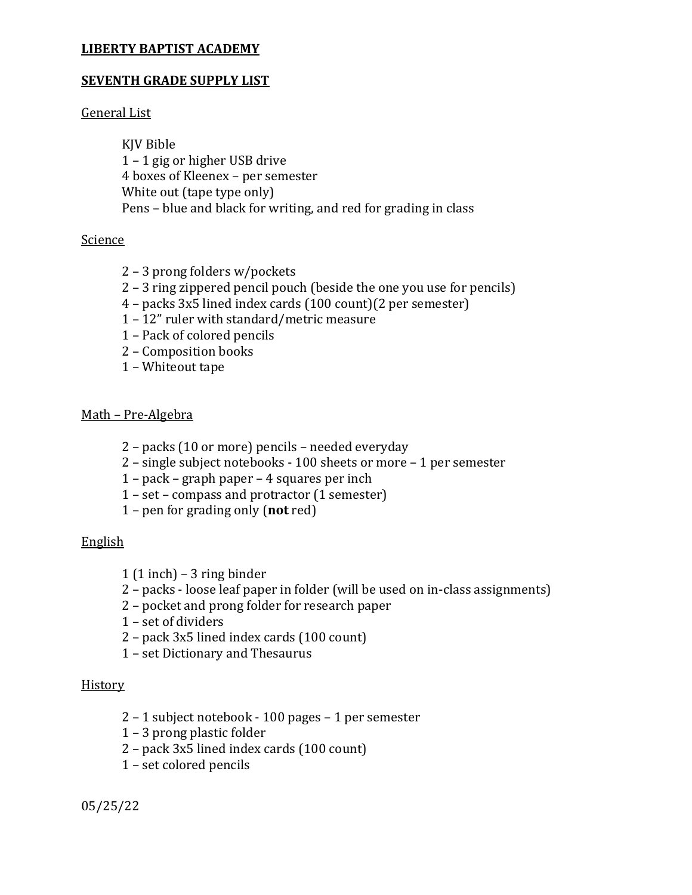**LIBERTY BAPTIST ACADEMY**

**SEVENTH GRADE SUPPLY LIST**

General List

KJV Bible
1 – 1 gig or higher USB drive
4 boxes of Kleenex – per semester
White out (tape type only)
Pens – blue and black for writing, and red for grading in class

Science

2 – 3 prong folders w/pockets
2 – 3 ring zippered pencil pouch (beside the one you use for pencils)
4 – packs 3x5 lined index cards (100 count)(2 per semester)
1 – 12" ruler with standard/metric measure
1 – Pack of colored pencils
2 – Composition books
1 – Whiteout tape

Math – Pre-Algebra

2 – packs (10 or more) pencils – needed everyday
2 – single subject notebooks - 100 sheets or more – 1 per semester
1 – pack – graph paper – 4 squares per inch
1 – set – compass and protractor (1 semester)
1 – pen for grading only (**not** red)

English

1 (1 inch) – 3 ring binder
2 – packs - loose leaf paper in folder (will be used on in-class assignments)
2 – pocket and prong folder for research paper
1 – set of dividers
2 – pack 3x5 lined index cards (100 count)
1 – set Dictionary and Thesaurus

History

2 – 1 subject notebook - 100 pages – 1 per semester
1 – 3 prong plastic folder
2 – pack 3x5 lined index cards (100 count)
1 – set colored pencils

05/25/22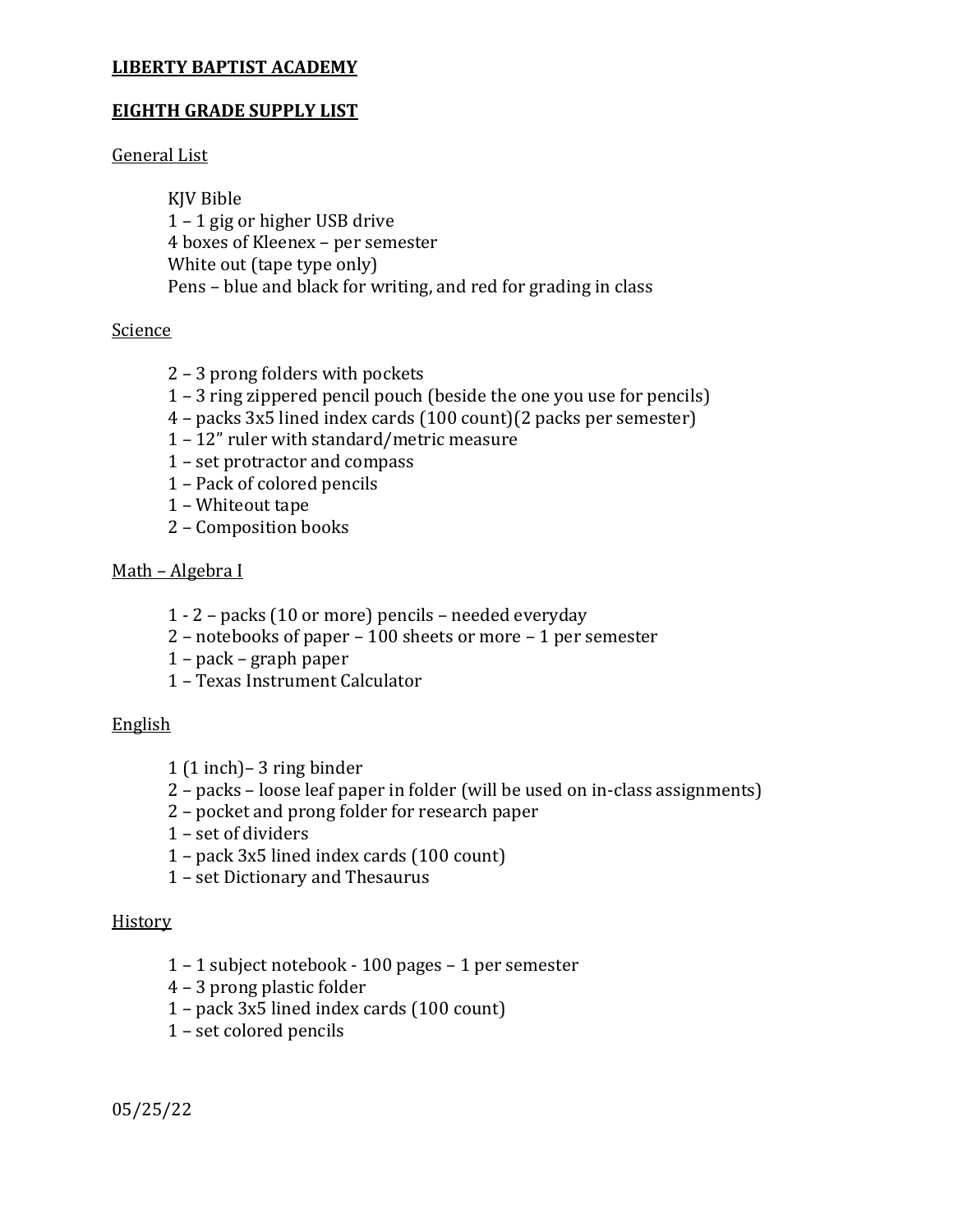**LIBERTY BAPTIST ACADEMY**

**EIGHTH GRADE SUPPLY LIST**

General List

KJV Bible
1 – 1 gig or higher USB drive
4 boxes of Kleenex – per semester
White out (tape type only)
Pens – blue and black for writing, and red for grading in class

Science

2 – 3 prong folders with pockets
1 – 3 ring zippered pencil pouch (beside the one you use for pencils)
4 – packs 3x5 lined index cards (100 count)(2 packs per semester)
1 – 12" ruler with standard/metric measure
1 – set protractor and compass
1 – Pack of colored pencils
1 – Whiteout tape
2 – Composition books

Math – Algebra I

1 - 2 – packs (10 or more) pencils – needed everyday
2 – notebooks of paper – 100 sheets or more – 1 per semester
1 – pack – graph paper
1 – Texas Instrument Calculator

English

1 (1 inch)– 3 ring binder
2 – packs – loose leaf paper in folder (will be used on in-class assignments)
2 – pocket and prong folder for research paper
1 – set of dividers
1 – pack 3x5 lined index cards (100 count)
1 – set Dictionary and Thesaurus

History

1 – 1 subject notebook - 100 pages – 1 per semester
4 – 3 prong plastic folder
1 – pack 3x5 lined index cards (100 count)
1 – set colored pencils

05/25/22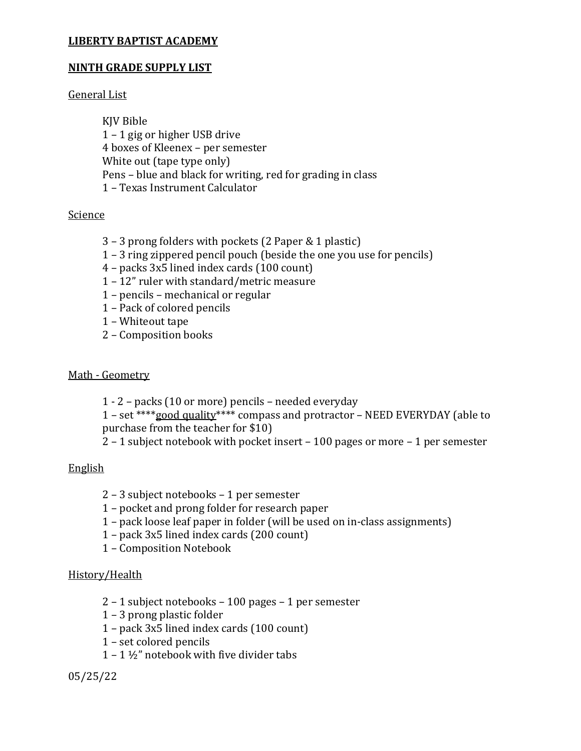**LIBERTY BAPTIST ACADEMY**

**NINTH GRADE SUPPLY LIST**

General List

KJV Bible
1 – 1 gig or higher USB drive
4 boxes of Kleenex – per semester
White out (tape type only)
Pens – blue and black for writing, red for grading in class
1 – Texas Instrument Calculator

Science

3 – 3 prong folders with pockets (2 Paper & 1 plastic)
1 – 3 ring zippered pencil pouch (beside the one you use for pencils)
4 – packs 3x5 lined index cards (100 count)
1 – 12" ruler with standard/metric measure
1 – pencils – mechanical or regular
1 – Pack of colored pencils
1 – Whiteout tape
2 – Composition books

Math - Geometry

1 - 2 – packs (10 or more) pencils – needed everyday
1 – set ****good quality**** compass and protractor – NEED EVERYDAY (able to purchase from the teacher for $10)
2 – 1 subject notebook with pocket insert – 100 pages or more – 1 per semester

English

2 – 3 subject notebooks – 1 per semester
1 – pocket and prong folder for research paper
1 – pack loose leaf paper in folder (will be used on in-class assignments)
1 – pack 3x5 lined index cards (200 count)
1 – Composition Notebook

History/Health

2 – 1 subject notebooks – 100 pages – 1 per semester
1 – 3 prong plastic folder
1 – pack 3x5 lined index cards (100 count)
1 – set colored pencils
1 – 1 ½" notebook with five divider tabs

05/25/22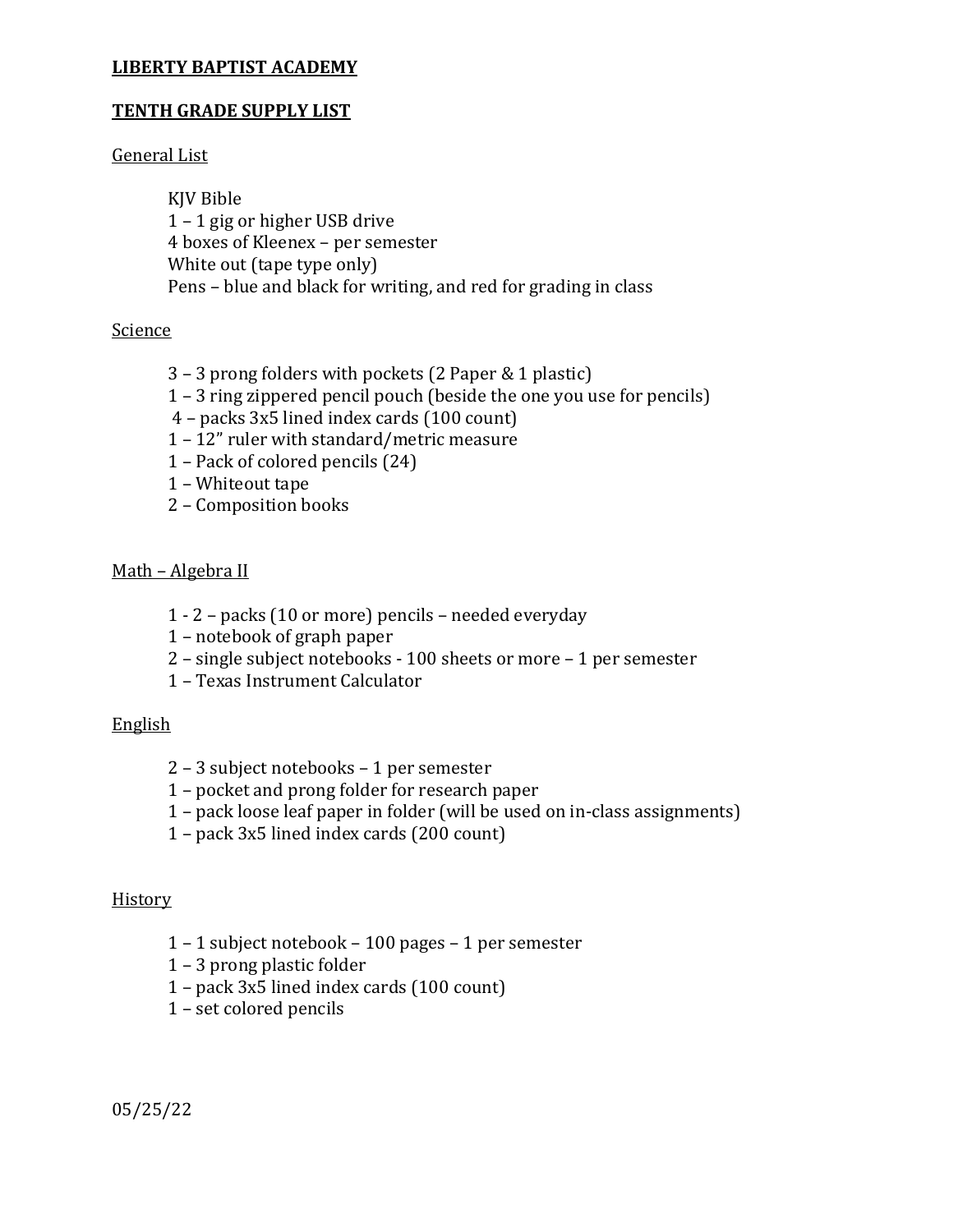**LIBERTY BAPTIST ACADEMY**

**TENTH GRADE SUPPLY LIST**

General List

KJV Bible
1 – 1 gig or higher USB drive
4 boxes of Kleenex – per semester
White out (tape type only)
Pens – blue and black for writing, and red for grading in class

Science

3 – 3 prong folders with pockets (2 Paper & 1 plastic)
1 – 3 ring zippered pencil pouch (beside the one you use for pencils)
4 – packs 3x5 lined index cards (100 count)
1 – 12" ruler with standard/metric measure
1 – Pack of colored pencils (24)
1 – Whiteout tape
2 – Composition books

Math – Algebra II

1 - 2 – packs (10 or more) pencils – needed everyday
1 – notebook of graph paper
2 – single subject notebooks - 100 sheets or more – 1 per semester
1 – Texas Instrument Calculator

English

2 – 3 subject notebooks – 1 per semester
1 – pocket and prong folder for research paper
1 – pack loose leaf paper in folder (will be used on in-class assignments)
1 – pack 3x5 lined index cards (200 count)

History

1 – 1 subject notebook – 100 pages – 1 per semester
1 – 3 prong plastic folder
1 – pack 3x5 lined index cards (100 count)
1 – set colored pencils

05/25/22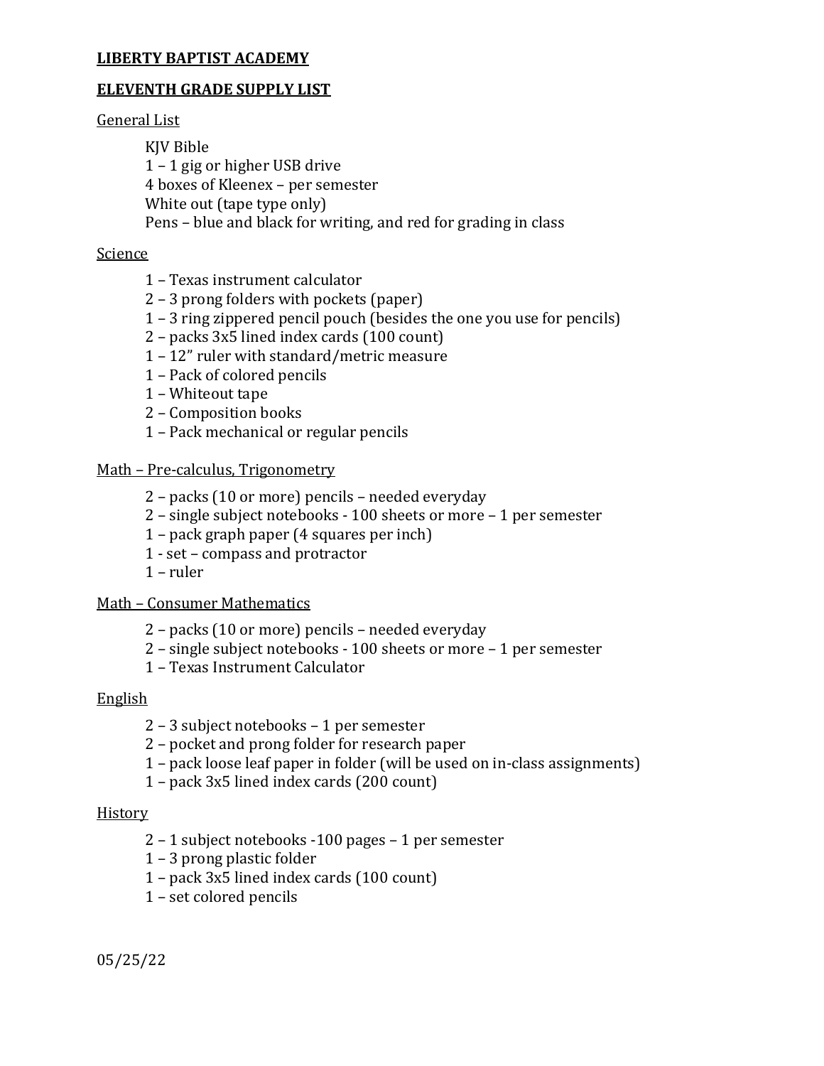**LIBERTY BAPTIST ACADEMY**

**ELEVENTH GRADE SUPPLY LIST**

General List

- KJV Bible
- 1 – 1 gig or higher USB drive
- 4 boxes of Kleenex – per semester
- White out (tape type only)
- Pens – blue and black for writing, and red for grading in class

Science

- 1 – Texas instrument calculator
- 2 – 3 prong folders with pockets (paper)
- 1 – 3 ring zippered pencil pouch (besides the one you use for pencils)
- 2 – packs 3x5 lined index cards (100 count)
- 1 – 12" ruler with standard/metric measure
- 1 – Pack of colored pencils
- 1 – Whiteout tape
- 2 – Composition books
- 1 – Pack mechanical or regular pencils

Math – Pre-calculus, Trigonometry

- 2 – packs (10 or more) pencils – needed everyday
- 2 – single subject notebooks - 100 sheets or more – 1 per semester
- 1 – pack graph paper (4 squares per inch)
- 1 - set – compass and protractor
- 1 – ruler

Math – Consumer Mathematics

- 2 – packs (10 or more) pencils – needed everyday
- 2 – single subject notebooks - 100 sheets or more – 1 per semester
- 1 – Texas Instrument Calculator

English

- 2 – 3 subject notebooks – 1 per semester
- 2 – pocket and prong folder for research paper
- 1 – pack loose leaf paper in folder (will be used on in-class assignments)
- 1 – pack 3x5 lined index cards (200 count)

History

- 2 – 1 subject notebooks -100 pages – 1 per semester
- 1 – 3 prong plastic folder
- 1 – pack 3x5 lined index cards (100 count)
- 1 – set colored pencils

05/25/22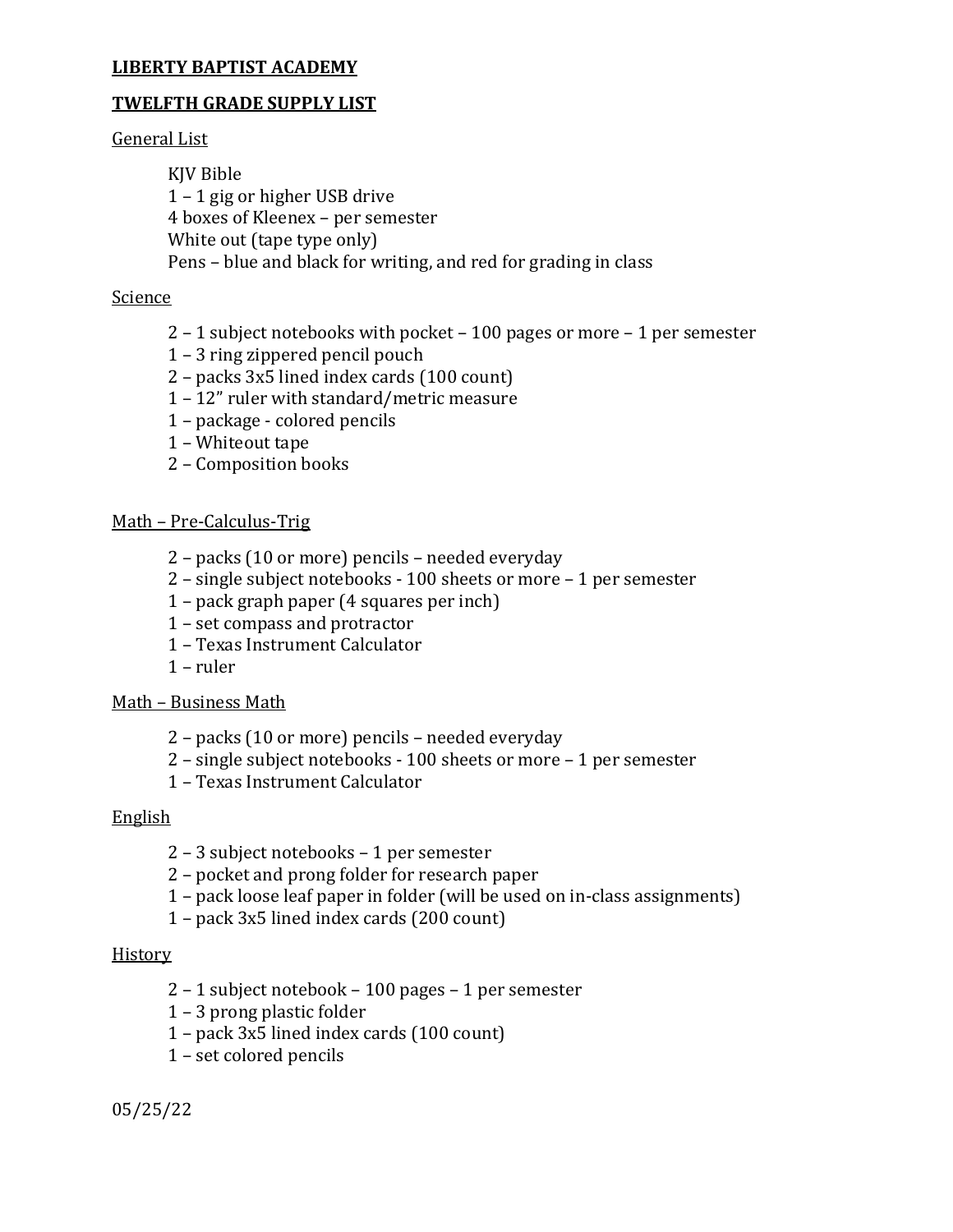# LIBERTY BAPTIST ACADEMY

## TWELFTH GRADE SUPPLY LIST

General List

- KJV Bible
- 1 – 1 gig or higher USB drive
- 4 boxes of Kleenex – per semester
- White out (tape type only)
- Pens – blue and black for writing, and red for grading in class

Science

- 2 – 1 subject notebooks with pocket – 100 pages or more – 1 per semester
- 1 – 3 ring zippered pencil pouch
- 2 – packs 3x5 lined index cards (100 count)
- 1 – 12" ruler with standard/metric measure
- 1 – package - colored pencils
- 1 – Whiteout tape
- 2 – Composition books

Math – Pre-Calculus-Trig

- 2 – packs (10 or more) pencils – needed everyday
- 2 – single subject notebooks - 100 sheets or more – 1 per semester
- 1 – pack graph paper (4 squares per inch)
- 1 – set compass and protractor
- 1 – Texas Instrument Calculator
- 1 – ruler

Math – Business Math

- 2 – packs (10 or more) pencils – needed everyday
- 2 – single subject notebooks - 100 sheets or more – 1 per semester
- 1 – Texas Instrument Calculator

English

- 2 – 3 subject notebooks – 1 per semester
- 2 – pocket and prong folder for research paper
- 1 – pack loose leaf paper in folder (will be used on in-class assignments)
- 1 – pack 3x5 lined index cards (200 count)

History

- 2 – 1 subject notebook – 100 pages – 1 per semester
- 1 – 3 prong plastic folder
- 1 – pack 3x5 lined index cards (100 count)
- 1 – set colored pencils

05/25/22